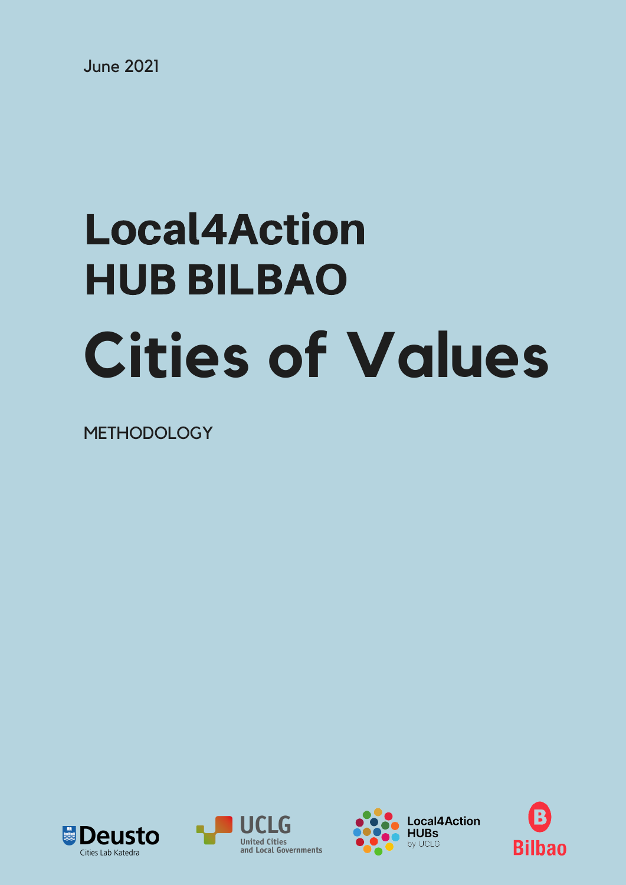June 2021

# Local4Action HUB BILBAO

# Cities of Values

METHODOLOGY

Deusto Cities Lab Katedra

UCLG United Cities and Local Governments

Local4Action HUBs by UCLG

Bilbao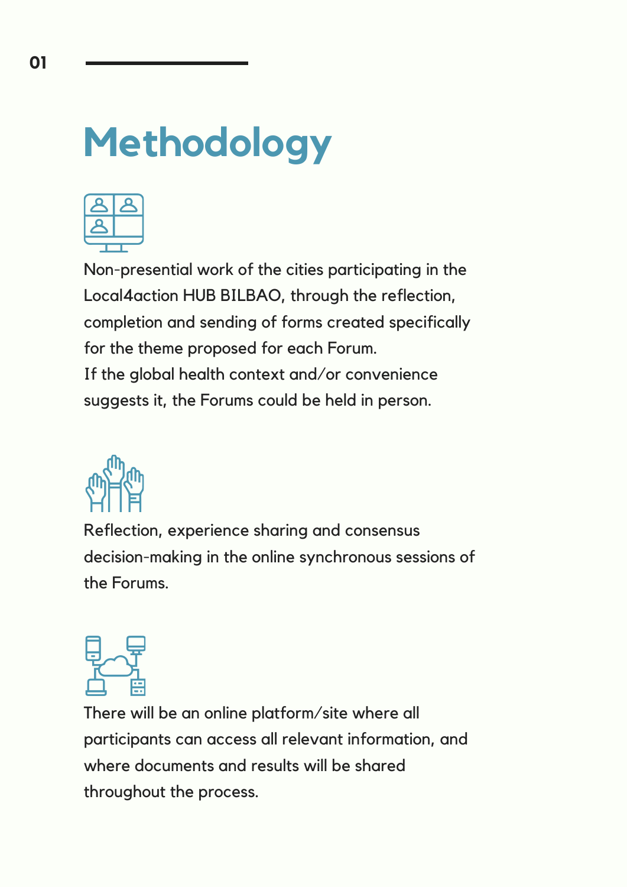01

# Methodology

Non-presential work of the cities participating in the Local4action HUB BILBAO, through the reflection, completion and sending of forms created specifically for the theme proposed for each Forum.
If the global health context and/or convenience suggests it, the Forums could be held in person.

Reflection, experience sharing and consensus decision-making in the online synchronous sessions of the Forums.

There will be an online platform/site where all participants can access all relevant information, and where documents and results will be shared throughout the process.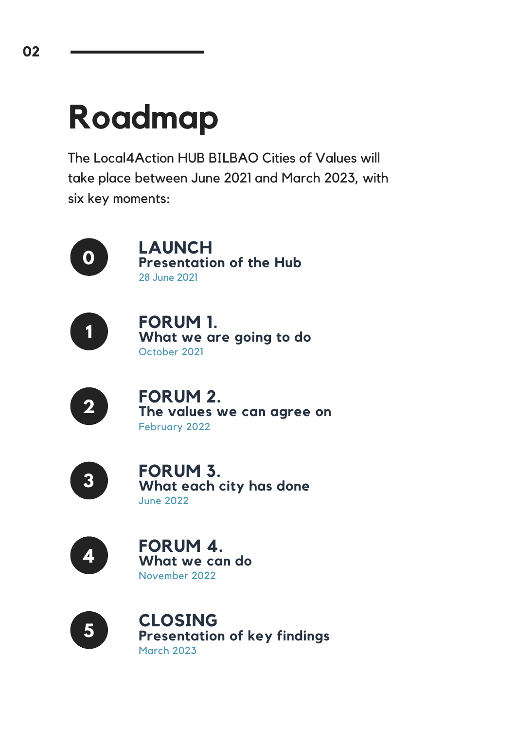# Roadmap

The Local4Action HUB BILBAO Cities of Values will take place between June 2021 and March 2023, with six key moments:

**0**

### LAUNCH
**Presentation of the Hub**
28 June 2021

**1**

### FORUM 1.
**What we are going to do**
October 2021

**2**

### FORUM 2.
**The values we can agree on**
February 2022

**3**

### FORUM 3.
**What each city has done**
June 2022

**4**

### FORUM 4.
**What we can do**
November 2022

**5**

### CLOSING
**Presentation of key findings**
March 2023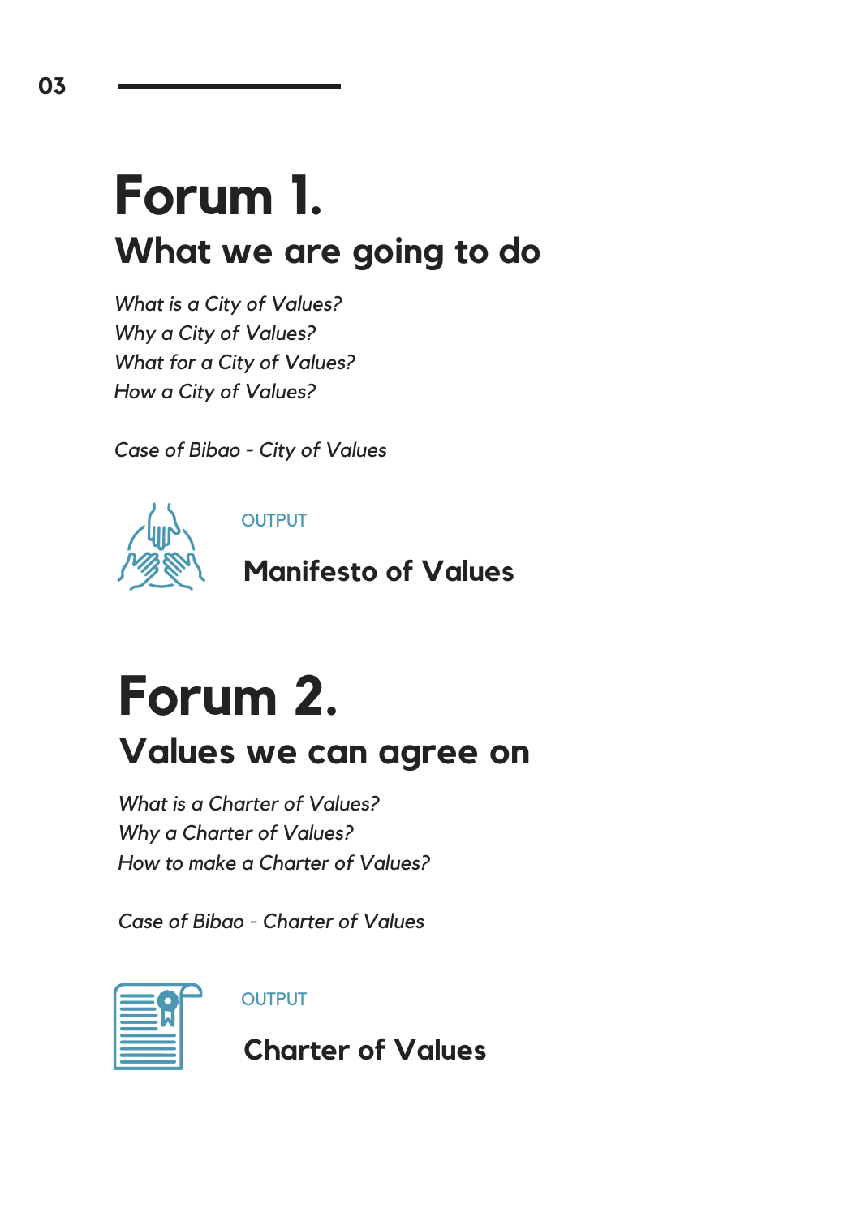# Forum 1.

## What we are going to do

*What is a City of Values?*
*Why a City of Values?*
*What for a City of Values?*
*How a City of Values?*

*Case of Bibao - City of Values*

OUTPUT

**Manifesto of Values**

# Forum 2.

## Values we can agree on

*What is a Charter of Values?*
*Why a Charter of Values?*
*How to make a Charter of Values?*

*Case of Bibao - Charter of Values*

OUTPUT

**Charter of Values**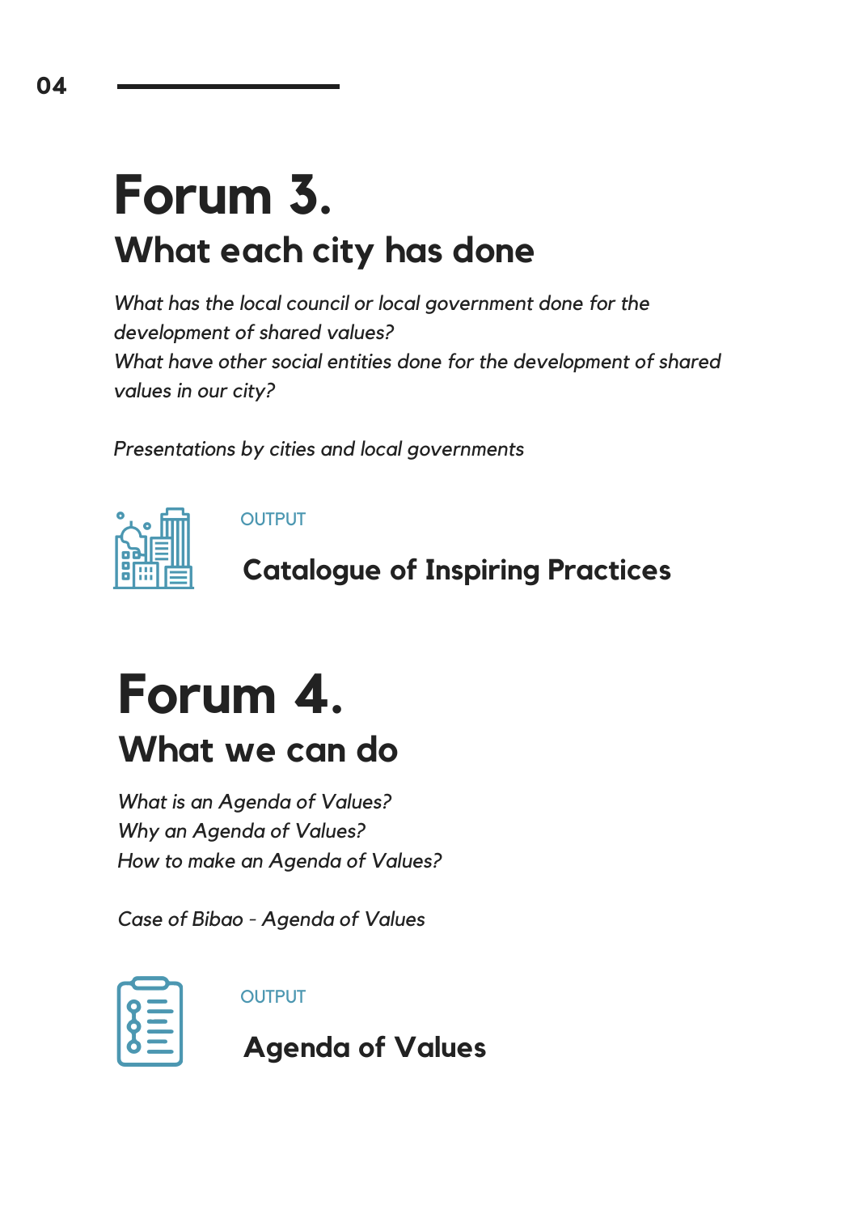# Forum 3.

## What each city has done

*What has the local council or local government done for the development of shared values?*
*What have other social entities done for the development of shared values in our city?*

*Presentations by cities and local governments*

OUTPUT

**Catalogue of Inspiring Practices**

# Forum 4.

## What we can do

*What is an Agenda of Values?*
*Why an Agenda of Values?*
*How to make an Agenda of Values?*

*Case of Bibao - Agenda of Values*

OUTPUT

**Agenda of Values**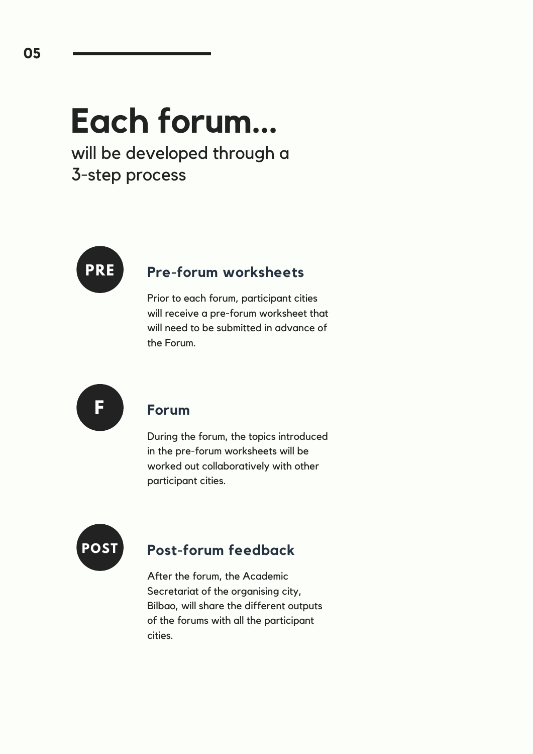# Each forum...

will be developed through a 3-step process

PRE

## Pre-forum worksheets

Prior to each forum, participant cities will receive a pre-forum worksheet that will need to be submitted in advance of the Forum.

F

## Forum

During the forum, the topics introduced in the pre-forum worksheets will be worked out collaboratively with other participant cities.

POST

## Post-forum feedback

After the forum, the Academic Secretariat of the organising city, Bilbao, will share the different outputs of the forums with all the participant cities.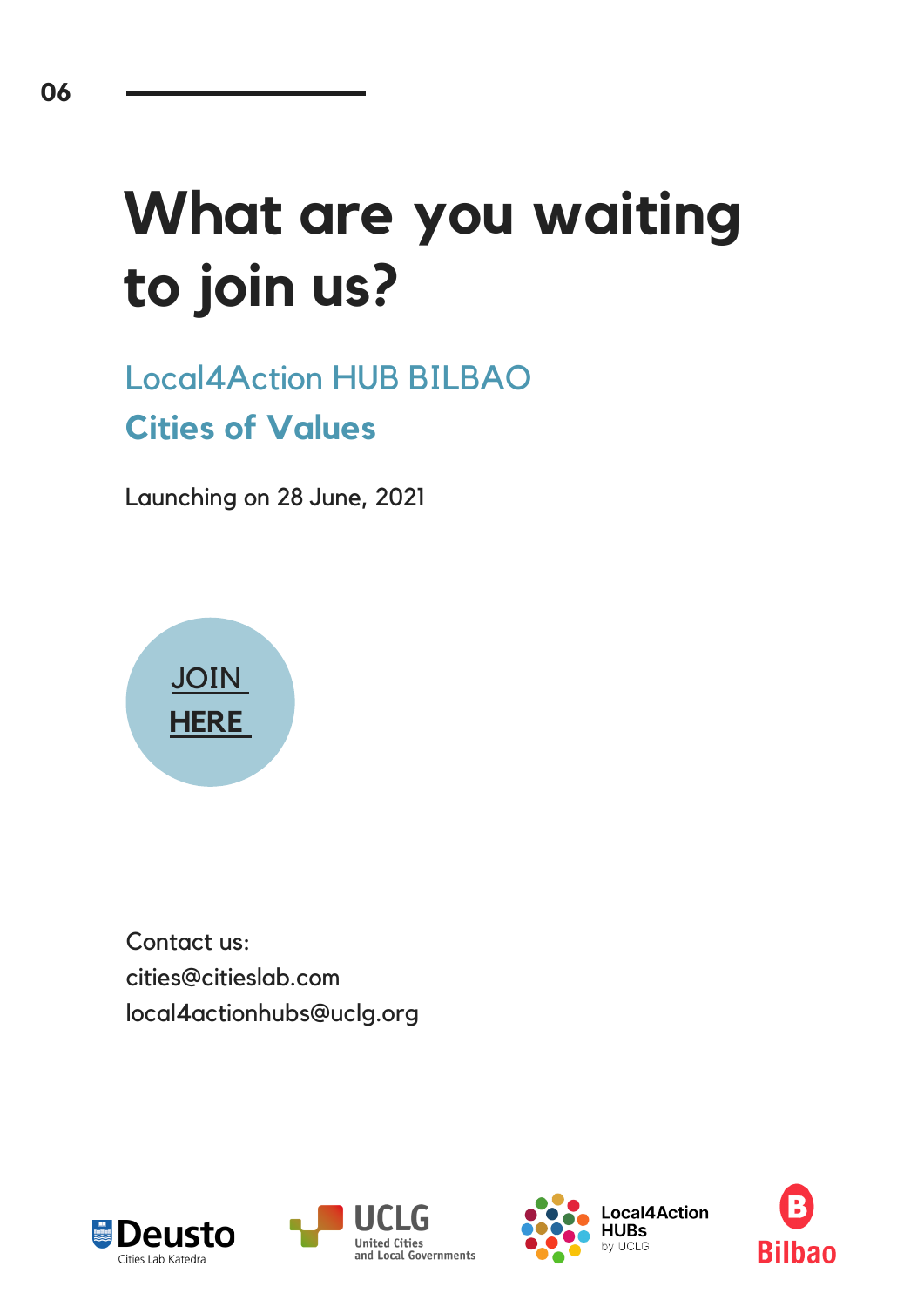# What are you waiting to join us?

## Local4Action HUB BILBAO

## **Cities of Values**

Launching on 28 June, 2021

JOIN HERE

Contact us:
cities@citieslab.com
local4actionhubs@uclg.org

Deusto Cities Lab Katedra

UCLG United Cities and Local Governments

Local4Action HUBs by UCLG

Bilbao